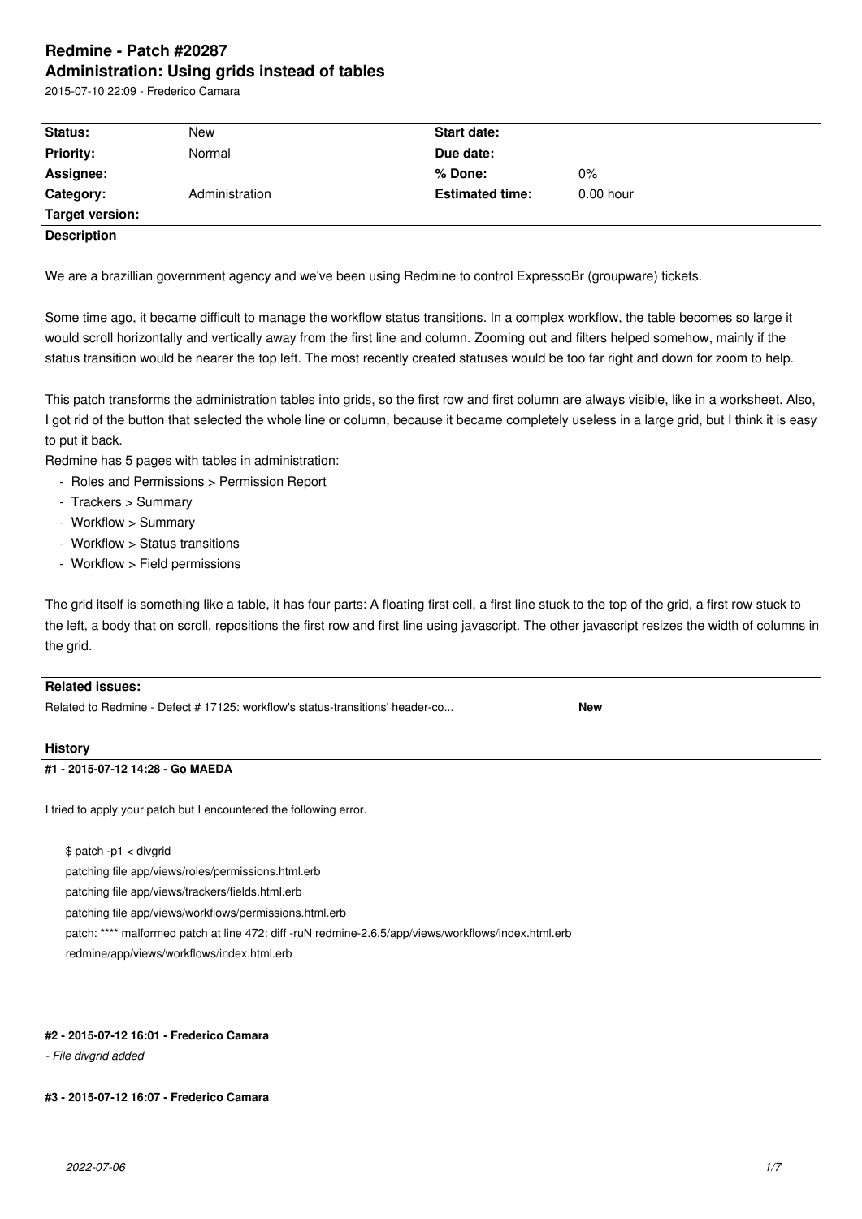# Redmine - Patch #20287
# Administration: Using grids instead of tables

2015-07-10 22:09 - Frederico Camara

| | | | |
|---|---|---|---|
| **Status:** | New | **Start date:** | |
| **Priority:** | Normal | **Due date:** | |
| **Assignee:** | | **% Done:** | 0% |
| **Category:** | Administration | **Estimated time:** | 0.00 hour |
| **Target version:** | | | |

**Description**

We are a brazillian government agency and we've been using Redmine to control ExpressoBr (groupware) tickets.

Some time ago, it became difficult to manage the workflow status transitions. In a complex workflow, the table becomes so large it would scroll horizontally and vertically away from the first line and column. Zooming out and filters helped somehow, mainly if the status transition would be nearer the top left. The most recently created statuses would be too far right and down for zoom to help.

This patch transforms the administration tables into grids, so the first row and first column are always visible, like in a worksheet. Also, I got rid of the button that selected the whole line or column, because it became completely useless in a large grid, but I think it is easy to put it back.

Redmine has 5 pages with tables in administration:

- Roles and Permissions > Permission Report
- Trackers > Summary
- Workflow > Summary
- Workflow > Status transitions
- Workflow > Field permissions

The grid itself is something like a table, it has four parts: A floating first cell, a first line stuck to the top of the grid, a first row stuck to the left, a body that on scroll, repositions the first row and first line using javascript. The other javascript resizes the width of columns in the grid.

**Related issues:**

| | |
|---|---|
| Related to Redmine - Defect # 17125: workflow's status-transitions' header-co... | **New** |

## History

### #1 - 2015-07-12 14:28 - Go MAEDA

I tried to apply your patch but I encountered the following error.

```
$ patch -p1 < divgrid
patching file app/views/roles/permissions.html.erb
patching file app/views/trackers/fields.html.erb
patching file app/views/workflows/permissions.html.erb
patch: **** malformed patch at line 472: diff -ruN redmine-2.6.5/app/views/workflows/index.html.erb
redmine/app/views/workflows/index.html.erb
```

### #2 - 2015-07-12 16:01 - Frederico Camara

*- File divgrid added*

### #3 - 2015-07-12 16:07 - Frederico Camara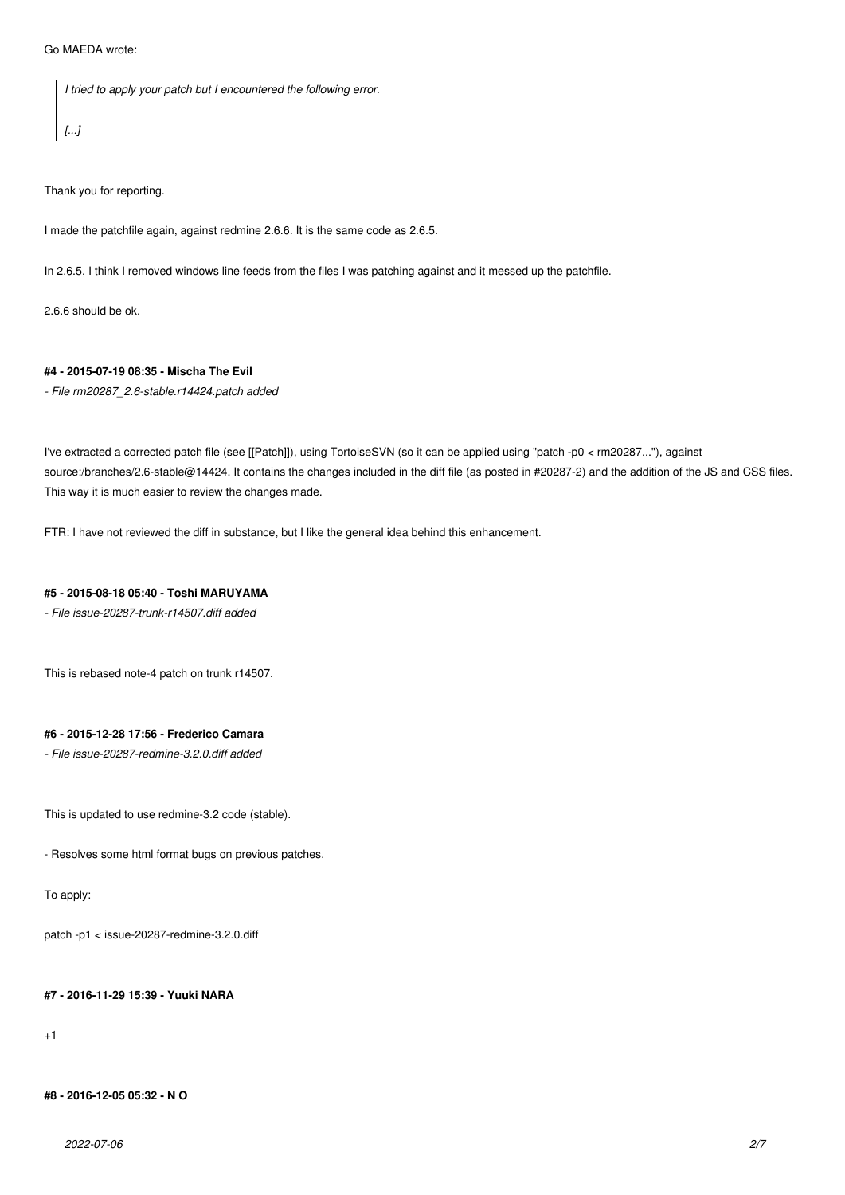Go MAEDA wrote:

> *I tried to apply your patch but I encountered the following error.*
>
> *[...]*

Thank you for reporting.

I made the patchfile again, against redmine 2.6.6. It is the same code as 2.6.5.

In 2.6.5, I think I removed windows line feeds from the files I was patching against and it messed up the patchfile.

2.6.6 should be ok.

**#4 - 2015-07-19 08:35 - Mischa The Evil**

*- File rm20287_2.6-stable.r14424.patch added*

I've extracted a corrected patch file (see [[Patch]]), using TortoiseSVN (so it can be applied using "patch -p0 < rm20287..."), against source:/branches/2.6-stable@14424. It contains the changes included in the diff file (as posted in #20287-2) and the addition of the JS and CSS files. This way it is much easier to review the changes made.

FTR: I have not reviewed the diff in substance, but I like the general idea behind this enhancement.

**#5 - 2015-08-18 05:40 - Toshi MARUYAMA**

*- File issue-20287-trunk-r14507.diff added*

This is rebased note-4 patch on trunk r14507.

**#6 - 2015-12-28 17:56 - Frederico Camara**

*- File issue-20287-redmine-3.2.0.diff added*

This is updated to use redmine-3.2 code (stable).

- Resolves some html format bugs on previous patches.

To apply:

patch -p1 < issue-20287-redmine-3.2.0.diff

**#7 - 2016-11-29 15:39 - Yuuki NARA**

+1

**#8 - 2016-12-05 05:32 - N O**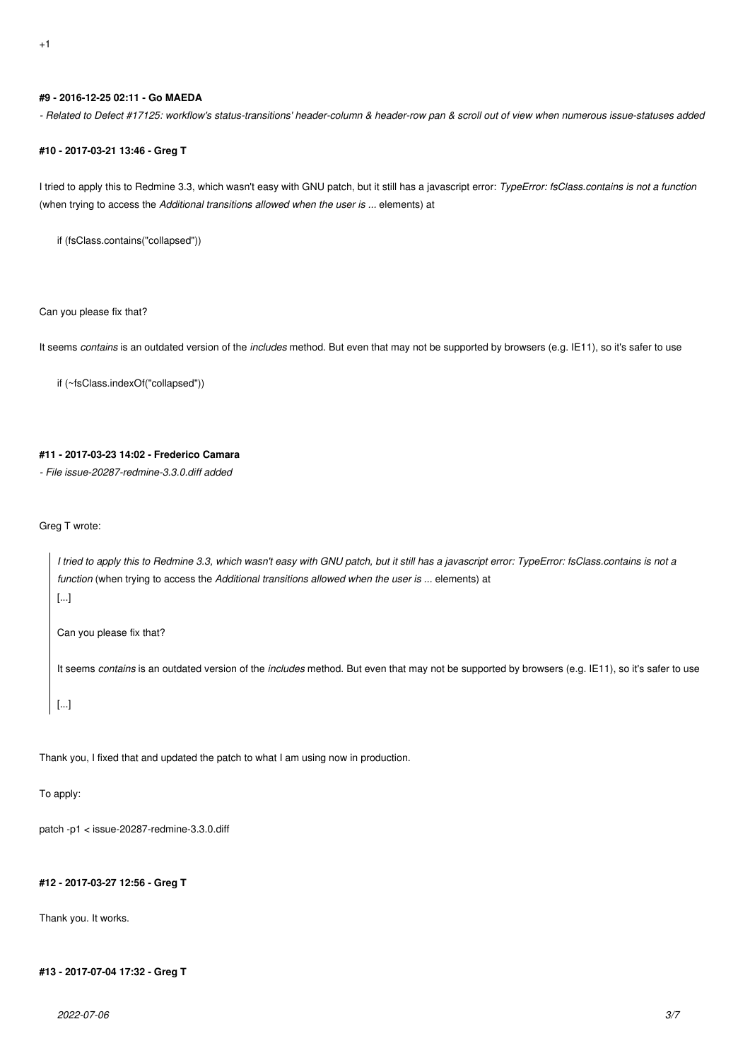+1

#### #9 - 2016-12-25 02:11 - Go MAEDA

*- Related to Defect #17125: workflow's status-transitions' header-column & header-row pan & scroll out of view when numerous issue-statuses added*

#### #10 - 2017-03-21 13:46 - Greg T

I tried to apply this to Redmine 3.3, which wasn't easy with GNU patch, but it still has a javascript error: *TypeError: fsClass.contains is not a function* (when trying to access the *Additional transitions allowed when the user is ...* elements) at

```
if (fsClass.contains("collapsed"))
```

Can you please fix that?

It seems *contains* is an outdated version of the *includes* method. But even that may not be supported by browsers (e.g. IE11), so it's safer to use

```
if (~fsClass.indexOf("collapsed"))
```

#### #11 - 2017-03-23 14:02 - Frederico Camara

*- File issue-20287-redmine-3.3.0.diff added*

Greg T wrote:

> *I tried to apply this to Redmine 3.3, which wasn't easy with GNU patch, but it still has a javascript error: TypeError: fsClass.contains is not a function* (when trying to access the *Additional transitions allowed when the user is* ... elements) at
> [...]
>
> Can you please fix that?
>
> It seems *contains* is an outdated version of the *includes* method. But even that may not be supported by browsers (e.g. IE11), so it's safer to use
>
> [...]

Thank you, I fixed that and updated the patch to what I am using now in production.

To apply:

patch -p1 < issue-20287-redmine-3.3.0.diff

#### #12 - 2017-03-27 12:56 - Greg T

Thank you. It works.

#### #13 - 2017-07-04 17:32 - Greg T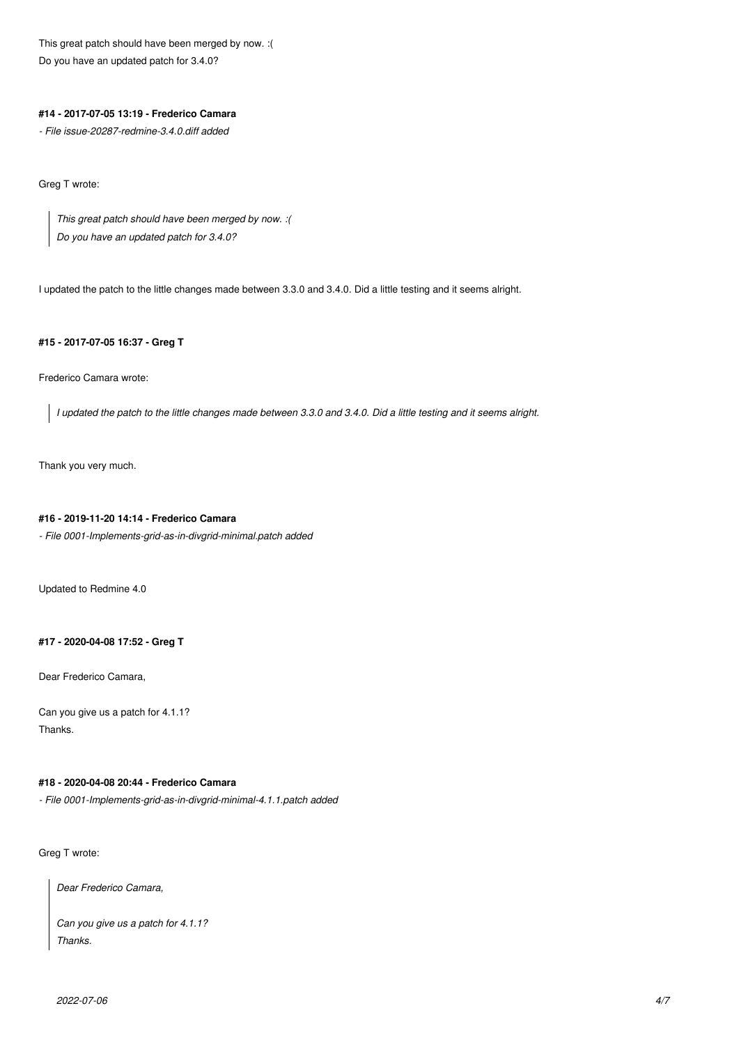This great patch should have been merged by now. :(
Do you have an updated patch for 3.4.0?

#### #14 - 2017-07-05 13:19 - Frederico Camara

*- File issue-20287-redmine-3.4.0.diff added*

Greg T wrote:

> *This great patch should have been merged by now. :(*
> *Do you have an updated patch for 3.4.0?*

I updated the patch to the little changes made between 3.3.0 and 3.4.0. Did a little testing and it seems alright.

#### #15 - 2017-07-05 16:37 - Greg T

Frederico Camara wrote:

> *I updated the patch to the little changes made between 3.3.0 and 3.4.0. Did a little testing and it seems alright.*

Thank you very much.

#### #16 - 2019-11-20 14:14 - Frederico Camara

*- File 0001-Implements-grid-as-in-divgrid-minimal.patch added*

Updated to Redmine 4.0

#### #17 - 2020-04-08 17:52 - Greg T

Dear Frederico Camara,

Can you give us a patch for 4.1.1?
Thanks.

#### #18 - 2020-04-08 20:44 - Frederico Camara

*- File 0001-Implements-grid-as-in-divgrid-minimal-4.1.1.patch added*

Greg T wrote:

> *Dear Frederico Camara,*
>
> *Can you give us a patch for 4.1.1?*
> *Thanks.*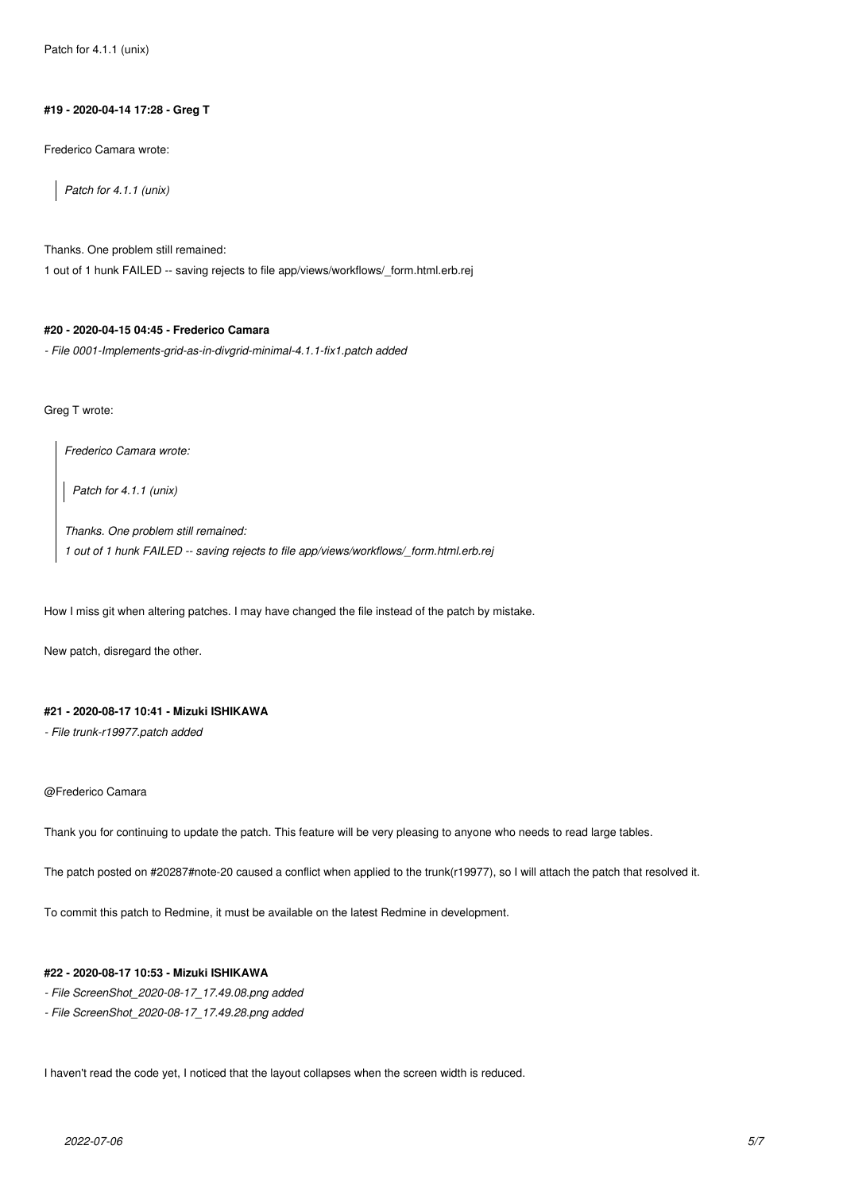Patch for 4.1.1 (unix)

#### #19 - 2020-04-14 17:28 - Greg T

Frederico Camara wrote:

> *Patch for 4.1.1 (unix)*

Thanks. One problem still remained:

1 out of 1 hunk FAILED -- saving rejects to file app/views/workflows/_form.html.erb.rej

#### #20 - 2020-04-15 04:45 - Frederico Camara

*- File 0001-Implements-grid-as-in-divgrid-minimal-4.1.1-fix1.patch added*

Greg T wrote:

> *Frederico Camara wrote:*
>
> > *Patch for 4.1.1 (unix)*
>
> *Thanks. One problem still remained:*
> *1 out of 1 hunk FAILED -- saving rejects to file app/views/workflows/_form.html.erb.rej*

How I miss git when altering patches. I may have changed the file instead of the patch by mistake.

New patch, disregard the other.

#### #21 - 2020-08-17 10:41 - Mizuki ISHIKAWA

*- File trunk-r19977.patch added*

@Frederico Camara

Thank you for continuing to update the patch. This feature will be very pleasing to anyone who needs to read large tables.

The patch posted on #20287#note-20 caused a conflict when applied to the trunk(r19977), so I will attach the patch that resolved it.

To commit this patch to Redmine, it must be available on the latest Redmine in development.

#### #22 - 2020-08-17 10:53 - Mizuki ISHIKAWA

*- File ScreenShot_2020-08-17_17.49.08.png added*
*- File ScreenShot_2020-08-17_17.49.28.png added*

I haven't read the code yet, I noticed that the layout collapses when the screen width is reduced.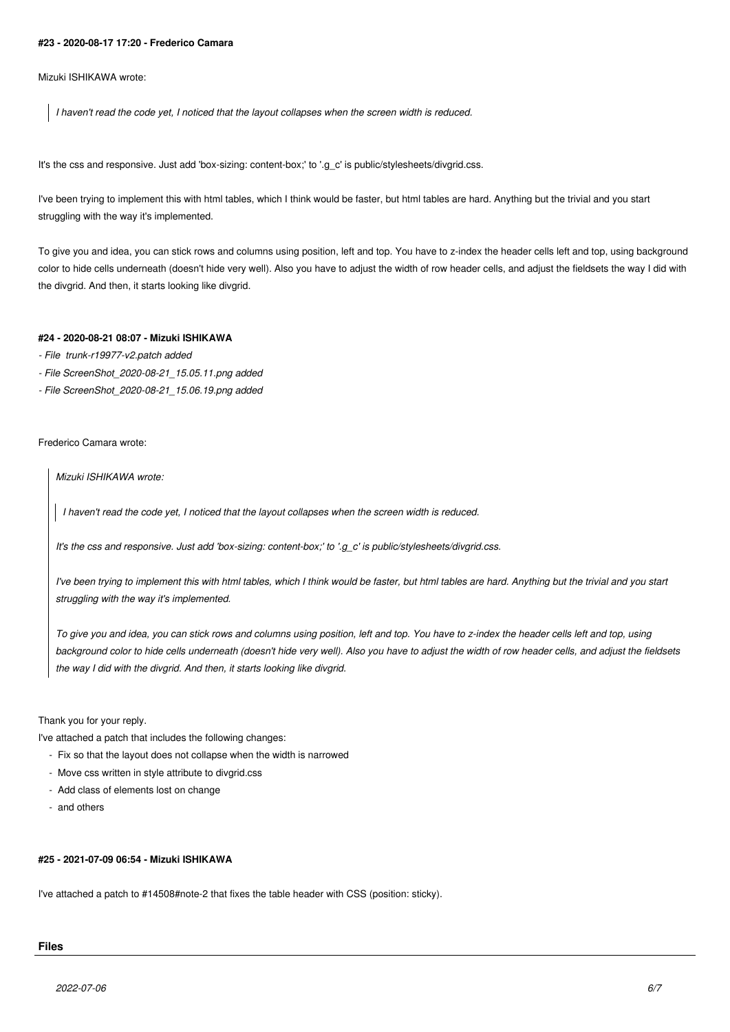#### #23 - 2020-08-17 17:20 - Frederico Camara

Mizuki ISHIKAWA wrote:

> *I haven't read the code yet, I noticed that the layout collapses when the screen width is reduced.*

It's the css and responsive. Just add 'box-sizing: content-box;' to '.g_c' is public/stylesheets/divgrid.css.

I've been trying to implement this with html tables, which I think would be faster, but html tables are hard. Anything but the trivial and you start struggling with the way it's implemented.

To give you and idea, you can stick rows and columns using position, left and top. You have to z-index the header cells left and top, using background color to hide cells underneath (doesn't hide very well). Also you have to adjust the width of row header cells, and adjust the fieldsets the way I did with the divgrid. And then, it starts looking like divgrid.

#### #24 - 2020-08-21 08:07 - Mizuki ISHIKAWA

- *File trunk-r19977-v2.patch added*
- *File ScreenShot_2020-08-21_15.05.11.png added*
- *File ScreenShot_2020-08-21_15.06.19.png added*

Frederico Camara wrote:

> *Mizuki ISHIKAWA wrote:*
>
> > *I haven't read the code yet, I noticed that the layout collapses when the screen width is reduced.*
>
> *It's the css and responsive. Just add 'box-sizing: content-box;' to '.g_c' is public/stylesheets/divgrid.css.*
>
> *I've been trying to implement this with html tables, which I think would be faster, but html tables are hard. Anything but the trivial and you start struggling with the way it's implemented.*
>
> *To give you and idea, you can stick rows and columns using position, left and top. You have to z-index the header cells left and top, using background color to hide cells underneath (doesn't hide very well). Also you have to adjust the width of row header cells, and adjust the fieldsets the way I did with the divgrid. And then, it starts looking like divgrid.*

Thank you for your reply.
I've attached a patch that includes the following changes:

- Fix so that the layout does not collapse when the width is narrowed
- Move css written in style attribute to divgrid.css
- Add class of elements lost on change
- and others

#### #25 - 2021-07-09 06:54 - Mizuki ISHIKAWA

I've attached a patch to #14508#note-2 that fixes the table header with CSS (position: sticky).

#### Files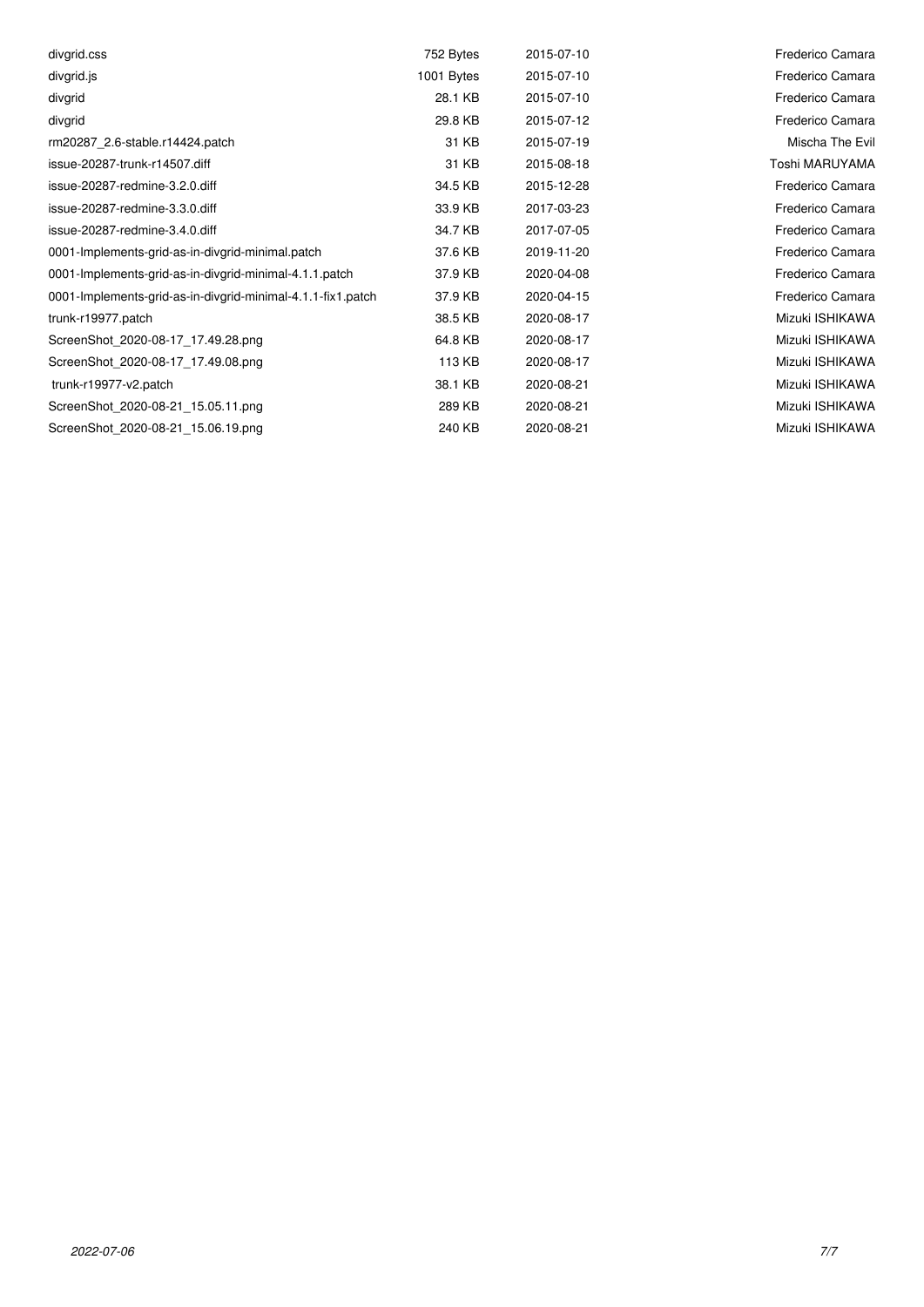| | | | |
|---|---|---|---|
| divgrid.css | 752 Bytes | 2015-07-10 | Frederico Camara |
| divgrid.js | 1001 Bytes | 2015-07-10 | Frederico Camara |
| divgrid | 28.1 KB | 2015-07-10 | Frederico Camara |
| divgrid | 29.8 KB | 2015-07-12 | Frederico Camara |
| rm20287_2.6-stable.r14424.patch | 31 KB | 2015-07-19 | Mischa The Evil |
| issue-20287-trunk-r14507.diff | 31 KB | 2015-08-18 | Toshi MARUYAMA |
| issue-20287-redmine-3.2.0.diff | 34.5 KB | 2015-12-28 | Frederico Camara |
| issue-20287-redmine-3.3.0.diff | 33.9 KB | 2017-03-23 | Frederico Camara |
| issue-20287-redmine-3.4.0.diff | 34.7 KB | 2017-07-05 | Frederico Camara |
| 0001-Implements-grid-as-in-divgrid-minimal.patch | 37.6 KB | 2019-11-20 | Frederico Camara |
| 0001-Implements-grid-as-in-divgrid-minimal-4.1.1.patch | 37.9 KB | 2020-04-08 | Frederico Camara |
| 0001-Implements-grid-as-in-divgrid-minimal-4.1.1-fix1.patch | 37.9 KB | 2020-04-15 | Frederico Camara |
| trunk-r19977.patch | 38.5 KB | 2020-08-17 | Mizuki ISHIKAWA |
| ScreenShot_2020-08-17_17.49.28.png | 64.8 KB | 2020-08-17 | Mizuki ISHIKAWA |
| ScreenShot_2020-08-17_17.49.08.png | 113 KB | 2020-08-17 | Mizuki ISHIKAWA |
| trunk-r19977-v2.patch | 38.1 KB | 2020-08-21 | Mizuki ISHIKAWA |
| ScreenShot_2020-08-21_15.05.11.png | 289 KB | 2020-08-21 | Mizuki ISHIKAWA |
| ScreenShot_2020-08-21_15.06.19.png | 240 KB | 2020-08-21 | Mizuki ISHIKAWA |